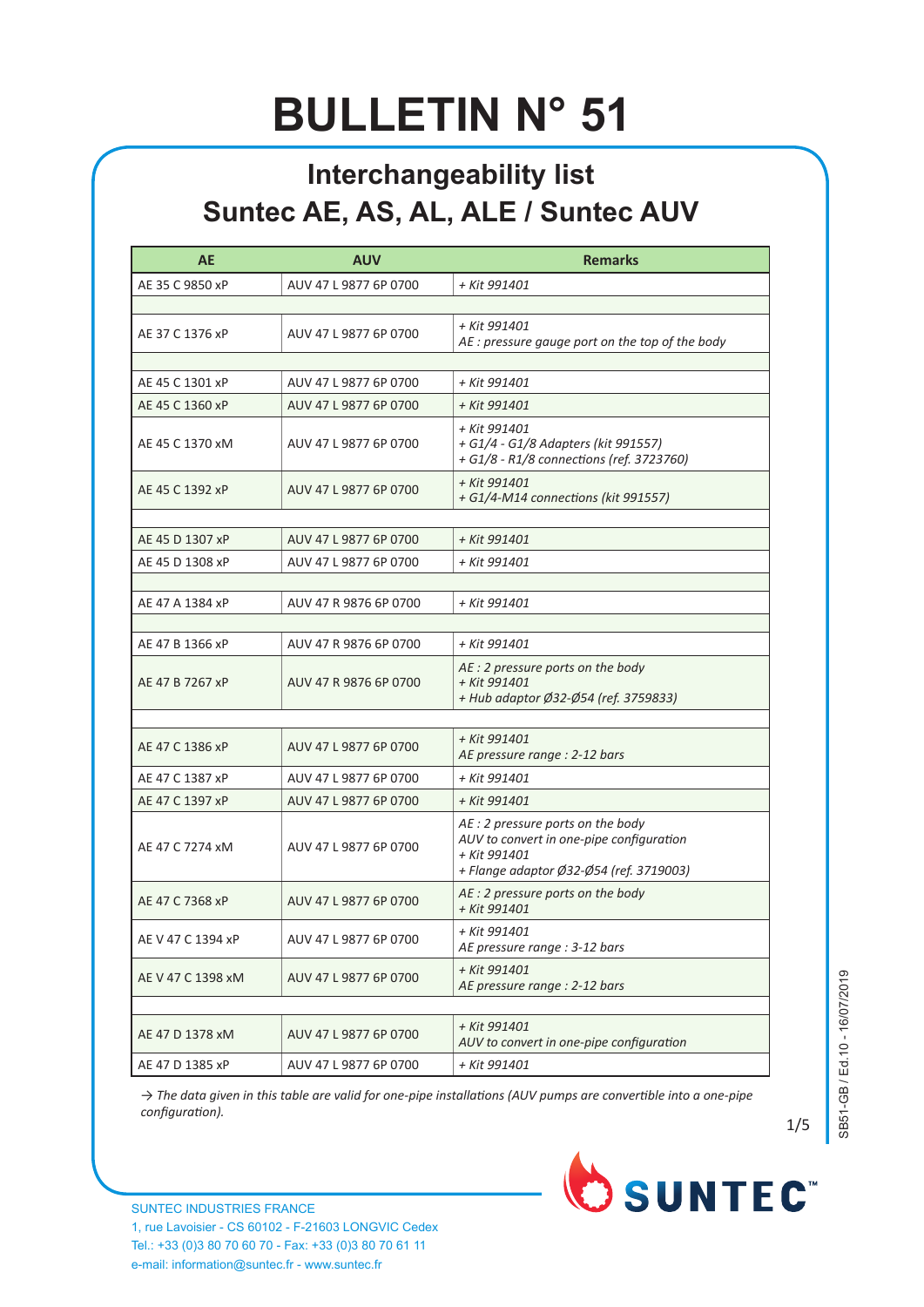# BULLETIN N° 51

## Interchangeability list
## Suntec AE, AS, AL, ALE / Suntec AUV

| AE | AUV | Remarks |
|---|---|---|
| AE 35 C 9850 xP | AUV 47 L 9877 6P 0700 | *+ Kit 991401* |
| | | |
| AE 37 C 1376 xP | AUV 47 L 9877 6P 0700 | *+ Kit 991401*<br>*AE : pressure gauge port on the top of the body* |
| | | |
| AE 45 C 1301 xP | AUV 47 L 9877 6P 0700 | *+ Kit 991401* |
| AE 45 C 1360 xP | AUV 47 L 9877 6P 0700 | *+ Kit 991401* |
| AE 45 C 1370 xM | AUV 47 L 9877 6P 0700 | *+ Kit 991401*<br>*+ G1/4 - G1/8 Adapters (kit 991557)*<br>*+ G1/8 - R1/8 connections (ref. 3723760)* |
| AE 45 C 1392 xP | AUV 47 L 9877 6P 0700 | *+ Kit 991401*<br>*+ G1/4-M14 connections (kit 991557)* |
| | | |
| AE 45 D 1307 xP | AUV 47 L 9877 6P 0700 | *+ Kit 991401* |
| AE 45 D 1308 xP | AUV 47 L 9877 6P 0700 | *+ Kit 991401* |
| | | |
| AE 47 A 1384 xP | AUV 47 R 9876 6P 0700 | *+ Kit 991401* |
| | | |
| AE 47 B 1366 xP | AUV 47 R 9876 6P 0700 | *+ Kit 991401* |
| AE 47 B 7267 xP | AUV 47 R 9876 6P 0700 | *AE : 2 pressure ports on the body*<br>*+ Kit 991401*<br>*+ Hub adaptor Ø32-Ø54 (ref. 3759833)* |
| | | |
| AE 47 C 1386 xP | AUV 47 L 9877 6P 0700 | *+ Kit 991401*<br>*AE pressure range : 2-12 bars* |
| AE 47 C 1387 xP | AUV 47 L 9877 6P 0700 | *+ Kit 991401* |
| AE 47 C 1397 xP | AUV 47 L 9877 6P 0700 | *+ Kit 991401* |
| AE 47 C 7274 xM | AUV 47 L 9877 6P 0700 | *AE : 2 pressure ports on the body*<br>*AUV to convert in one-pipe configuration*<br>*+ Kit 991401*<br>*+ Flange adaptor Ø32-Ø54 (ref. 3719003)* |
| AE 47 C 7368 xP | AUV 47 L 9877 6P 0700 | *AE : 2 pressure ports on the body*<br>*+ Kit 991401* |
| AE V 47 C 1394 xP | AUV 47 L 9877 6P 0700 | *+ Kit 991401*<br>*AE pressure range : 3-12 bars* |
| AE V 47 C 1398 xM | AUV 47 L 9877 6P 0700 | *+ Kit 991401*<br>*AE pressure range : 2-12 bars* |
| | | |
| AE 47 D 1378 xM | AUV 47 L 9877 6P 0700 | *+ Kit 991401*<br>*AUV to convert in one-pipe configuration* |
| AE 47 D 1385 xP | AUV 47 L 9877 6P 0700 | *+ Kit 991401* |

*→ The data given in this table are valid for one-pipe installations (AUV pumps are convertible into a one-pipe configuration).*

SB51-GB / Ed.10 - 16/07/2019

SUNTEC INDUSTRIES FRANCE
1, rue Lavoisier - CS 60102 - F-21603 LONGVIC Cedex
Tel.: +33 (0)3 80 70 60 70 - Fax: +33 (0)3 80 70 61 11
e-mail: information@suntec.fr - www.suntec.fr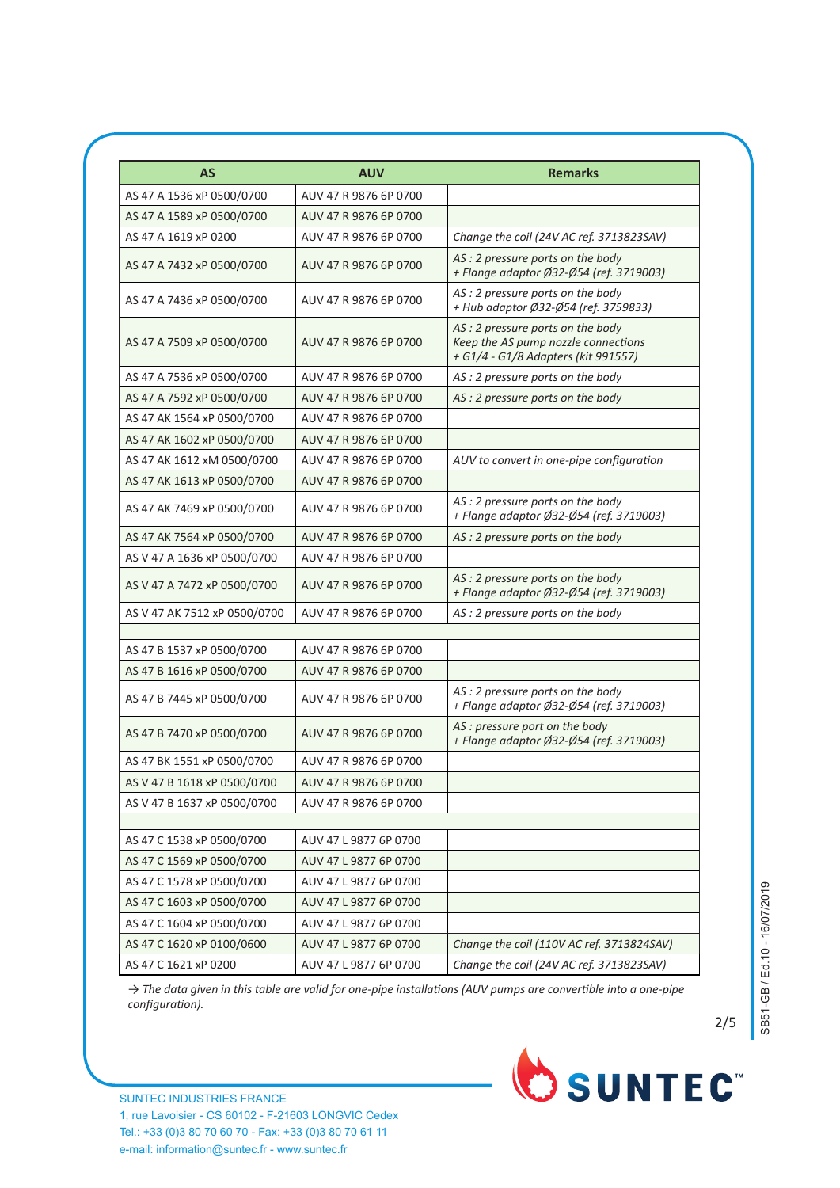| AS | AUV | Remarks |
|---|---|---|
| AS 47 A 1536 xP 0500/0700 | AUV 47 R 9876 6P 0700 | |
| AS 47 A 1589 xP 0500/0700 | AUV 47 R 9876 6P 0700 | |
| AS 47 A 1619 xP 0200 | AUV 47 R 9876 6P 0700 | *Change the coil (24V AC ref. 3713823SAV)* |
| AS 47 A 7432 xP 0500/0700 | AUV 47 R 9876 6P 0700 | *AS : 2 pressure ports on the body + Flange adaptor Ø32-Ø54 (ref. 3719003)* |
| AS 47 A 7436 xP 0500/0700 | AUV 47 R 9876 6P 0700 | *AS : 2 pressure ports on the body + Hub adaptor Ø32-Ø54 (ref. 3759833)* |
| AS 47 A 7509 xP 0500/0700 | AUV 47 R 9876 6P 0700 | *AS : 2 pressure ports on the body Keep the AS pump nozzle connections + G1/4 - G1/8 Adapters (kit 991557)* |
| AS 47 A 7536 xP 0500/0700 | AUV 47 R 9876 6P 0700 | *AS : 2 pressure ports on the body* |
| AS 47 A 7592 xP 0500/0700 | AUV 47 R 9876 6P 0700 | *AS : 2 pressure ports on the body* |
| AS 47 AK 1564 xP 0500/0700 | AUV 47 R 9876 6P 0700 | |
| AS 47 AK 1602 xP 0500/0700 | AUV 47 R 9876 6P 0700 | |
| AS 47 AK 1612 xM 0500/0700 | AUV 47 R 9876 6P 0700 | *AUV to convert in one-pipe configuration* |
| AS 47 AK 1613 xP 0500/0700 | AUV 47 R 9876 6P 0700 | |
| AS 47 AK 7469 xP 0500/0700 | AUV 47 R 9876 6P 0700 | *AS : 2 pressure ports on the body + Flange adaptor Ø32-Ø54 (ref. 3719003)* |
| AS 47 AK 7564 xP 0500/0700 | AUV 47 R 9876 6P 0700 | *AS : 2 pressure ports on the body* |
| AS V 47 A 1636 xP 0500/0700 | AUV 47 R 9876 6P 0700 | |
| AS V 47 A 7472 xP 0500/0700 | AUV 47 R 9876 6P 0700 | *AS : 2 pressure ports on the body + Flange adaptor Ø32-Ø54 (ref. 3719003)* |
| AS V 47 AK 7512 xP 0500/0700 | AUV 47 R 9876 6P 0700 | *AS : 2 pressure ports on the body* |
| | | |
| AS 47 B 1537 xP 0500/0700 | AUV 47 R 9876 6P 0700 | |
| AS 47 B 1616 xP 0500/0700 | AUV 47 R 9876 6P 0700 | |
| AS 47 B 7445 xP 0500/0700 | AUV 47 R 9876 6P 0700 | *AS : 2 pressure ports on the body + Flange adaptor Ø32-Ø54 (ref. 3719003)* |
| AS 47 B 7470 xP 0500/0700 | AUV 47 R 9876 6P 0700 | *AS : pressure port on the body + Flange adaptor Ø32-Ø54 (ref. 3719003)* |
| AS 47 BK 1551 xP 0500/0700 | AUV 47 R 9876 6P 0700 | |
| AS V 47 B 1618 xP 0500/0700 | AUV 47 R 9876 6P 0700 | |
| AS V 47 B 1637 xP 0500/0700 | AUV 47 R 9876 6P 0700 | |
| | | |
| AS 47 C 1538 xP 0500/0700 | AUV 47 L 9877 6P 0700 | |
| AS 47 C 1569 xP 0500/0700 | AUV 47 L 9877 6P 0700 | |
| AS 47 C 1578 xP 0500/0700 | AUV 47 L 9877 6P 0700 | |
| AS 47 C 1603 xP 0500/0700 | AUV 47 L 9877 6P 0700 | |
| AS 47 C 1604 xP 0500/0700 | AUV 47 L 9877 6P 0700 | |
| AS 47 C 1620 xP 0100/0600 | AUV 47 L 9877 6P 0700 | *Change the coil (110V AC ref. 3713824SAV)* |
| AS 47 C 1621 xP 0200 | AUV 47 L 9877 6P 0700 | *Change the coil (24V AC ref. 3713823SAV)* |

*→ The data given in this table are valid for one-pipe installations (AUV pumps are convertible into a one-pipe configuration).*

SB51-GB / Ed.10 - 16/07/2019

SUNTEC INDUSTRIES FRANCE
1, rue Lavoisier - CS 60102 - F-21603 LONGVIC Cedex
Tel.: +33 (0)3 80 70 60 70 - Fax: +33 (0)3 80 70 61 11
e-mail: information@suntec.fr - www.suntec.fr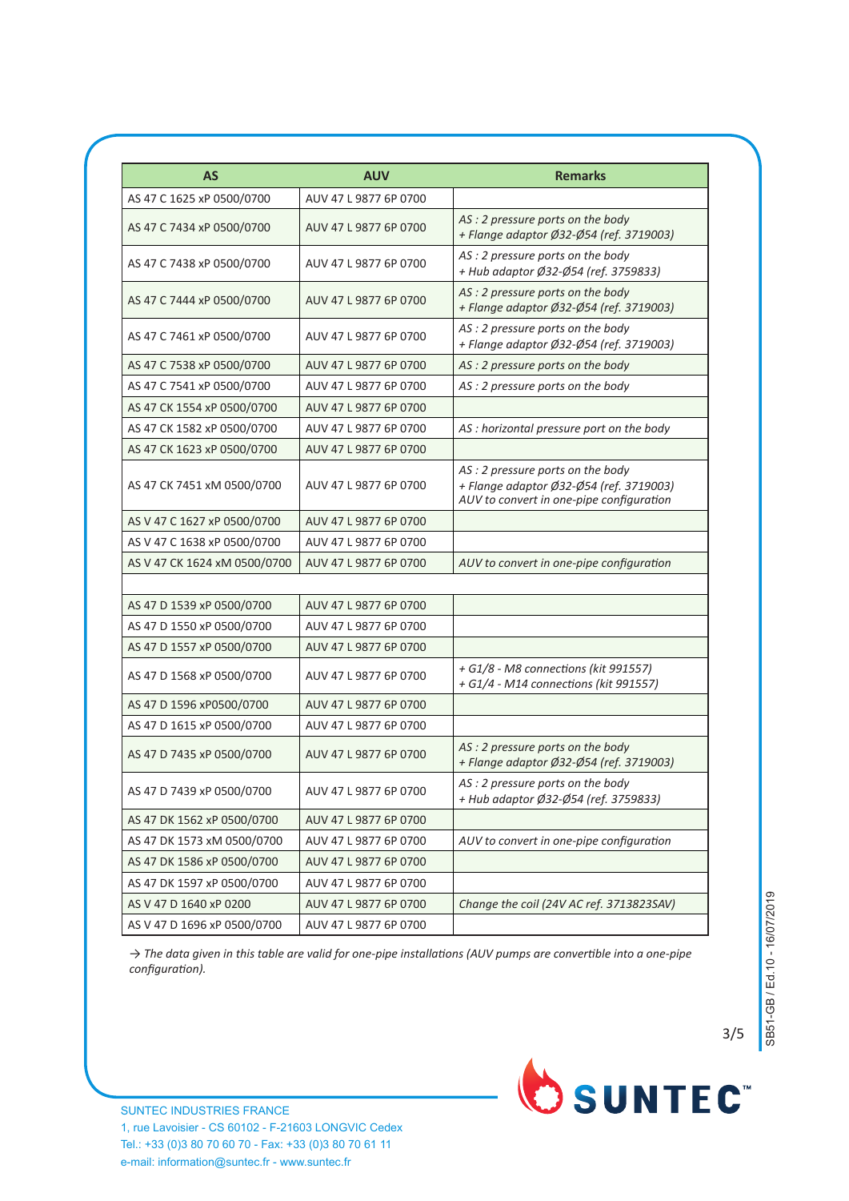| AS | AUV | Remarks |
|---|---|---|
| AS 47 C 1625 xP 0500/0700 | AUV 47 L 9877 6P 0700 | |
| AS 47 C 7434 xP 0500/0700 | AUV 47 L 9877 6P 0700 | *AS : 2 pressure ports on the body*<br>*+ Flange adaptor Ø32-Ø54 (ref. 3719003)* |
| AS 47 C 7438 xP 0500/0700 | AUV 47 L 9877 6P 0700 | *AS : 2 pressure ports on the body*<br>*+ Hub adaptor Ø32-Ø54 (ref. 3759833)* |
| AS 47 C 7444 xP 0500/0700 | AUV 47 L 9877 6P 0700 | *AS : 2 pressure ports on the body*<br>*+ Flange adaptor Ø32-Ø54 (ref. 3719003)* |
| AS 47 C 7461 xP 0500/0700 | AUV 47 L 9877 6P 0700 | *AS : 2 pressure ports on the body*<br>*+ Flange adaptor Ø32-Ø54 (ref. 3719003)* |
| AS 47 C 7538 xP 0500/0700 | AUV 47 L 9877 6P 0700 | *AS : 2 pressure ports on the body* |
| AS 47 C 7541 xP 0500/0700 | AUV 47 L 9877 6P 0700 | *AS : 2 pressure ports on the body* |
| AS 47 CK 1554 xP 0500/0700 | AUV 47 L 9877 6P 0700 | |
| AS 47 CK 1582 xP 0500/0700 | AUV 47 L 9877 6P 0700 | *AS : horizontal pressure port on the body* |
| AS 47 CK 1623 xP 0500/0700 | AUV 47 L 9877 6P 0700 | |
| AS 47 CK 7451 xM 0500/0700 | AUV 47 L 9877 6P 0700 | *AS : 2 pressure ports on the body*<br>*+ Flange adaptor Ø32-Ø54 (ref. 3719003)*<br>*AUV to convert in one-pipe configuration* |
| AS V 47 C 1627 xP 0500/0700 | AUV 47 L 9877 6P 0700 | |
| AS V 47 C 1638 xP 0500/0700 | AUV 47 L 9877 6P 0700 | |
| AS V 47 CK 1624 xM 0500/0700 | AUV 47 L 9877 6P 0700 | *AUV to convert in one-pipe configuration* |
| | | |
| AS 47 D 1539 xP 0500/0700 | AUV 47 L 9877 6P 0700 | |
| AS 47 D 1550 xP 0500/0700 | AUV 47 L 9877 6P 0700 | |
| AS 47 D 1557 xP 0500/0700 | AUV 47 L 9877 6P 0700 | |
| AS 47 D 1568 xP 0500/0700 | AUV 47 L 9877 6P 0700 | *+ G1/8 - M8 connections (kit 991557)*<br>*+ G1/4 - M14 connections (kit 991557)* |
| AS 47 D 1596 xP0500/0700 | AUV 47 L 9877 6P 0700 | |
| AS 47 D 1615 xP 0500/0700 | AUV 47 L 9877 6P 0700 | |
| AS 47 D 7435 xP 0500/0700 | AUV 47 L 9877 6P 0700 | *AS : 2 pressure ports on the body*<br>*+ Flange adaptor Ø32-Ø54 (ref. 3719003)* |
| AS 47 D 7439 xP 0500/0700 | AUV 47 L 9877 6P 0700 | *AS : 2 pressure ports on the body*<br>*+ Hub adaptor Ø32-Ø54 (ref. 3759833)* |
| AS 47 DK 1562 xP 0500/0700 | AUV 47 L 9877 6P 0700 | |
| AS 47 DK 1573 xM 0500/0700 | AUV 47 L 9877 6P 0700 | *AUV to convert in one-pipe configuration* |
| AS 47 DK 1586 xP 0500/0700 | AUV 47 L 9877 6P 0700 | |
| AS 47 DK 1597 xP 0500/0700 | AUV 47 L 9877 6P 0700 | |
| AS V 47 D 1640 xP 0200 | AUV 47 L 9877 6P 0700 | *Change the coil (24V AC ref. 3713823SAV)* |
| AS V 47 D 1696 xP 0500/0700 | AUV 47 L 9877 6P 0700 | |

→ *The data given in this table are valid for one-pipe installations (AUV pumps are convertible into a one-pipe configuration).*

SUNTEC INDUSTRIES FRANCE
1, rue Lavoisier - CS 60102 - F-21603 LONGVIC Cedex
Tel.: +33 (0)3 80 70 60 70 - Fax: +33 (0)3 80 70 61 11
e-mail: information@suntec.fr - www.suntec.fr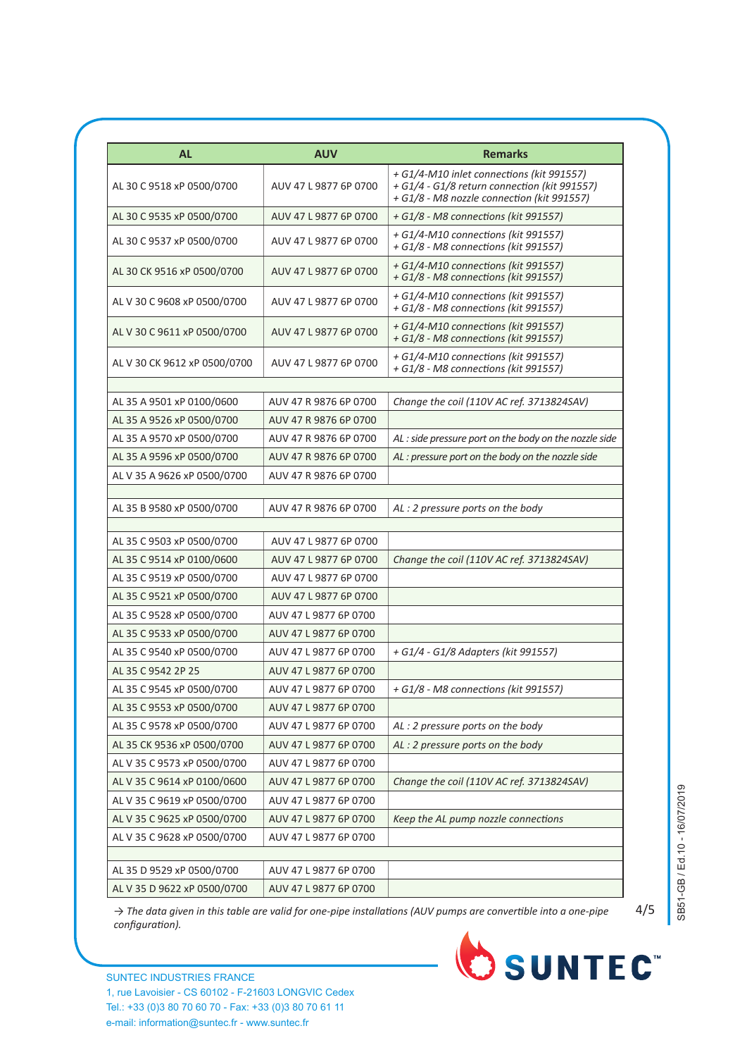| AL | AUV | Remarks |
|---|---|---|
| AL 30 C 9518 xP 0500/0700 | AUV 47 L 9877 6P 0700 | *+ G1/4-M10 inlet connections (kit 991557)*<br>*+ G1/4 - G1/8 return connection (kit 991557)*<br>*+ G1/8 - M8 nozzle connection (kit 991557)* |
| AL 30 C 9535 xP 0500/0700 | AUV 47 L 9877 6P 0700 | *+ G1/8 - M8 connections (kit 991557)* |
| AL 30 C 9537 xP 0500/0700 | AUV 47 L 9877 6P 0700 | *+ G1/4-M10 connections (kit 991557)*<br>*+ G1/8 - M8 connections (kit 991557)* |
| AL 30 CK 9516 xP 0500/0700 | AUV 47 L 9877 6P 0700 | *+ G1/4-M10 connections (kit 991557)*<br>*+ G1/8 - M8 connections (kit 991557)* |
| AL V 30 C 9608 xP 0500/0700 | AUV 47 L 9877 6P 0700 | *+ G1/4-M10 connections (kit 991557)*<br>*+ G1/8 - M8 connections (kit 991557)* |
| AL V 30 C 9611 xP 0500/0700 | AUV 47 L 9877 6P 0700 | *+ G1/4-M10 connections (kit 991557)*<br>*+ G1/8 - M8 connections (kit 991557)* |
| AL V 30 CK 9612 xP 0500/0700 | AUV 47 L 9877 6P 0700 | *+ G1/4-M10 connections (kit 991557)*<br>*+ G1/8 - M8 connections (kit 991557)* |
| | | |
| AL 35 A 9501 xP 0100/0600 | AUV 47 R 9876 6P 0700 | *Change the coil (110V AC ref. 3713824SAV)* |
| AL 35 A 9526 xP 0500/0700 | AUV 47 R 9876 6P 0700 | |
| AL 35 A 9570 xP 0500/0700 | AUV 47 R 9876 6P 0700 | *AL : side pressure port on the body on the nozzle side* |
| AL 35 A 9596 xP 0500/0700 | AUV 47 R 9876 6P 0700 | *AL : pressure port on the body on the nozzle side* |
| AL V 35 A 9626 xP 0500/0700 | AUV 47 R 9876 6P 0700 | |
| | | |
| AL 35 B 9580 xP 0500/0700 | AUV 47 R 9876 6P 0700 | *AL : 2 pressure ports on the body* |
| | | |
| AL 35 C 9503 xP 0500/0700 | AUV 47 L 9877 6P 0700 | |
| AL 35 C 9514 xP 0100/0600 | AUV 47 L 9877 6P 0700 | *Change the coil (110V AC ref. 3713824SAV)* |
| AL 35 C 9519 xP 0500/0700 | AUV 47 L 9877 6P 0700 | |
| AL 35 C 9521 xP 0500/0700 | AUV 47 L 9877 6P 0700 | |
| AL 35 C 9528 xP 0500/0700 | AUV 47 L 9877 6P 0700 | |
| AL 35 C 9533 xP 0500/0700 | AUV 47 L 9877 6P 0700 | |
| AL 35 C 9540 xP 0500/0700 | AUV 47 L 9877 6P 0700 | *+ G1/4 - G1/8 Adapters (kit 991557)* |
| AL 35 C 9542 2P 25 | AUV 47 L 9877 6P 0700 | |
| AL 35 C 9545 xP 0500/0700 | AUV 47 L 9877 6P 0700 | *+ G1/8 - M8 connections (kit 991557)* |
| AL 35 C 9553 xP 0500/0700 | AUV 47 L 9877 6P 0700 | |
| AL 35 C 9578 xP 0500/0700 | AUV 47 L 9877 6P 0700 | *AL : 2 pressure ports on the body* |
| AL 35 CK 9536 xP 0500/0700 | AUV 47 L 9877 6P 0700 | *AL : 2 pressure ports on the body* |
| AL V 35 C 9573 xP 0500/0700 | AUV 47 L 9877 6P 0700 | |
| AL V 35 C 9614 xP 0100/0600 | AUV 47 L 9877 6P 0700 | *Change the coil (110V AC ref. 3713824SAV)* |
| AL V 35 C 9619 xP 0500/0700 | AUV 47 L 9877 6P 0700 | |
| AL V 35 C 9625 xP 0500/0700 | AUV 47 L 9877 6P 0700 | *Keep the AL pump nozzle connections* |
| AL V 35 C 9628 xP 0500/0700 | AUV 47 L 9877 6P 0700 | |
| | | |
| AL 35 D 9529 xP 0500/0700 | AUV 47 L 9877 6P 0700 | |
| AL V 35 D 9622 xP 0500/0700 | AUV 47 L 9877 6P 0700 | |

→ *The data given in this table are valid for one-pipe installations (AUV pumps are convertible into a one-pipe configuration).*

SUNTEC INDUSTRIES FRANCE
1, rue Lavoisier - CS 60102 - F-21603 LONGVIC Cedex
Tel.: +33 (0)3 80 70 60 70 - Fax: +33 (0)3 80 70 61 11
e-mail: information@suntec.fr - www.suntec.fr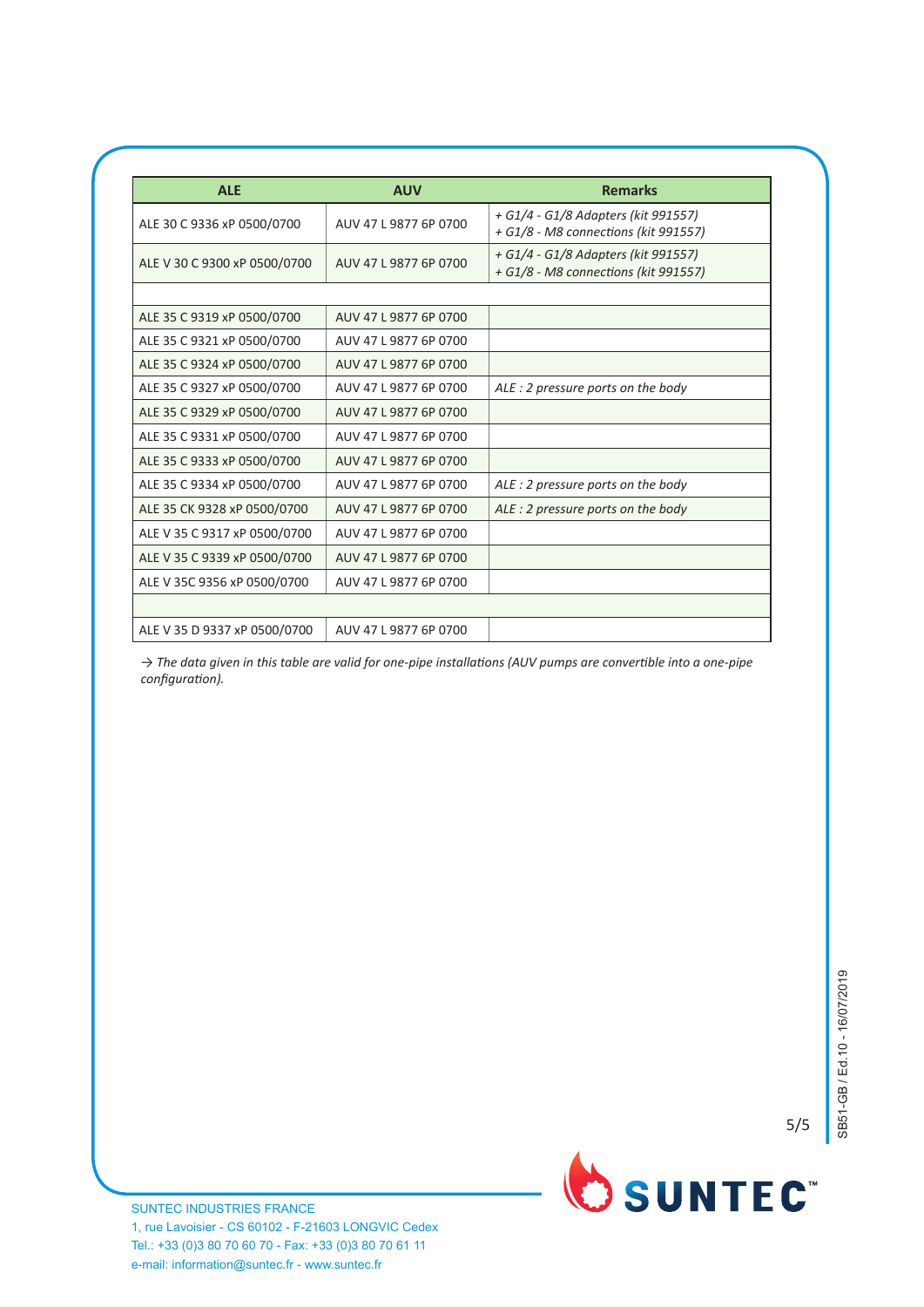| ALE | AUV | Remarks |
|---|---|---|
| ALE 30 C 9336 xP 0500/0700 | AUV 47 L 9877 6P 0700 | *+ G1/4 - G1/8 Adapters (kit 991557)*<br>*+ G1/8 - M8 connections (kit 991557)* |
| ALE V 30 C 9300 xP 0500/0700 | AUV 47 L 9877 6P 0700 | *+ G1/4 - G1/8 Adapters (kit 991557)*<br>*+ G1/8 - M8 connections (kit 991557)* |
| | | |
| ALE 35 C 9319 xP 0500/0700 | AUV 47 L 9877 6P 0700 | |
| ALE 35 C 9321 xP 0500/0700 | AUV 47 L 9877 6P 0700 | |
| ALE 35 C 9324 xP 0500/0700 | AUV 47 L 9877 6P 0700 | |
| ALE 35 C 9327 xP 0500/0700 | AUV 47 L 9877 6P 0700 | *ALE : 2 pressure ports on the body* |
| ALE 35 C 9329 xP 0500/0700 | AUV 47 L 9877 6P 0700 | |
| ALE 35 C 9331 xP 0500/0700 | AUV 47 L 9877 6P 0700 | |
| ALE 35 C 9333 xP 0500/0700 | AUV 47 L 9877 6P 0700 | |
| ALE 35 C 9334 xP 0500/0700 | AUV 47 L 9877 6P 0700 | *ALE : 2 pressure ports on the body* |
| ALE 35 CK 9328 xP 0500/0700 | AUV 47 L 9877 6P 0700 | *ALE : 2 pressure ports on the body* |
| ALE V 35 C 9317 xP 0500/0700 | AUV 47 L 9877 6P 0700 | |
| ALE V 35 C 9339 xP 0500/0700 | AUV 47 L 9877 6P 0700 | |
| ALE V 35C 9356 xP 0500/0700 | AUV 47 L 9877 6P 0700 | |
| | | |
| ALE V 35 D 9337 xP 0500/0700 | AUV 47 L 9877 6P 0700 | |

*→ The data given in this table are valid for one-pipe installations (AUV pumps are convertible into a one-pipe configuration).*

SB51-GB / Ed.10 - 16/07/2019

SUNTEC™

SUNTEC INDUSTRIES FRANCE
1, rue Lavoisier - CS 60102 - F-21603 LONGVIC Cedex
Tel.: +33 (0)3 80 70 60 70 - Fax: +33 (0)3 80 70 61 11
e-mail: information@suntec.fr - www.suntec.fr